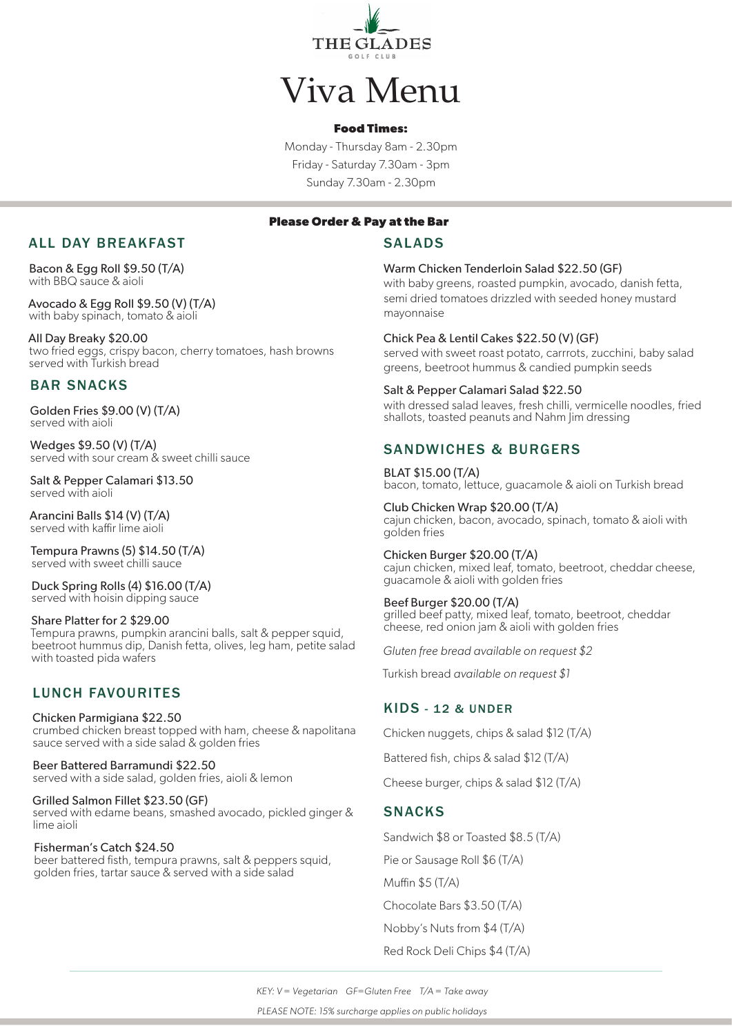THE GLADES
GOLF CLUB

# Viva Menu

**Food Times:**

Monday - Thursday 8am - 2.30pm
Friday - Saturday 7.30am - 3pm
Sunday 7.30am - 2.30pm

**Please Order & Pay at the Bar**

## ALL DAY BREAKFAST

Bacon & Egg Roll $9.50 (T/A)
with BBQ sauce & aioli

Avocado & Egg Roll $9.50 (V) (T/A)
with baby spinach, tomato & aioli

All Day Breaky $20.00
two fried eggs, crispy bacon, cherry tomatoes, hash browns served with Turkish bread

## BAR SNACKS

Golden Fries $9.00 (V) (T/A)
served with aioli

Wedges $9.50 (V) (T/A)
served with sour cream & sweet chilli sauce

Salt & Pepper Calamari $13.50
served with aioli

Arancini Balls $14 (V) (T/A)
served with kaffir lime aioli

Tempura Prawns (5) $14.50 (T/A)
served with sweet chilli sauce

Duck Spring Rolls (4) $16.00 (T/A)
served with hoisin dipping sauce

Share Platter for 2 $29.00
Tempura prawns, pumpkin arancini balls, salt & pepper squid, beetroot hummus dip, Danish fetta, olives, leg ham, petite salad with toasted pida wafers

## LUNCH FAVOURITES

Chicken Parmigiana $22.50
crumbed chicken breast topped with ham, cheese & napolitana sauce served with a side salad & golden fries

Beer Battered Barramundi $22.50
served with a side salad, golden fries, aioli & lemon

Grilled Salmon Fillet $23.50 (GF)
served with edame beans, smashed avocado, pickled ginger & lime aioli

Fisherman's Catch $24.50
beer battered fisth, tempura prawns, salt & peppers squid, golden fries, tartar sauce & served with a side salad

## SALADS

Warm Chicken Tenderloin Salad $22.50 (GF)
with baby greens, roasted pumpkin, avocado, danish fetta, semi dried tomatoes drizzled with seeded honey mustard mayonnaise

Chick Pea & Lentil Cakes $22.50 (V) (GF)
served with sweet roast potato, carrrots, zucchini, baby salad greens, beetroot hummus & candied pumpkin seeds

Salt & Pepper Calamari Salad $22.50
with dressed salad leaves, fresh chilli, vermicelle noodles, fried shallots, toasted peanuts and Nahm Jim dressing

## SANDWICHES & BURGERS

BLAT $15.00 (T/A)
bacon, tomato, lettuce, guacamole & aioli on Turkish bread

Club Chicken Wrap $20.00 (T/A)
cajun chicken, bacon, avocado, spinach, tomato & aioli with golden fries

Chicken Burger $20.00 (T/A)
cajun chicken, mixed leaf, tomato, beetroot, cheddar cheese, guacamole & aioli with golden fries

Beef Burger $20.00 (T/A)
grilled beef patty, mixed leaf, tomato, beetroot, cheddar cheese, red onion jam & aioli with golden fries

*Gluten free bread available on request $2*

Turkish bread *available on request $1*

## KIDS - 12 & UNDER

Chicken nuggets, chips & salad $12 (T/A)

Battered fish, chips & salad $12 (T/A)

Cheese burger, chips & salad $12 (T/A)

## SNACKS

Sandwich $8 or Toasted $8.5 (T/A)

Pie or Sausage Roll $6 (T/A)

Muffin $5 (T/A)

Chocolate Bars $3.50 (T/A)

Nobby's Nuts from $4 (T/A)

Red Rock Deli Chips $4 (T/A)

*KEY: V = Vegetarian GF=Gluten Free T/A = Take away*

*PLEASE NOTE: 15% surcharge applies on public holidays*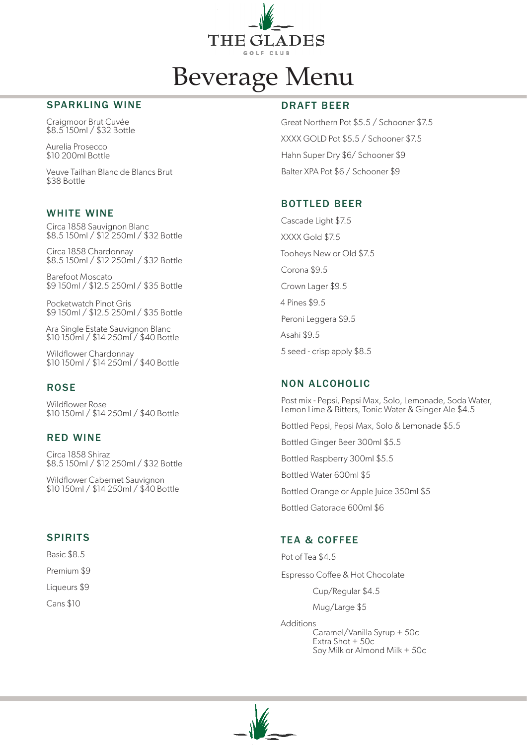THE GLADES

GOLF CLUB

# Beverage Menu

## SPARKLING WINE

Craigmoor Brut Cuvée
$8.5 150ml / $32 Bottle

Aurelia Prosecco
$10 200ml Bottle

Veuve Tailhan Blanc de Blancs Brut
$38 Bottle

## WHITE WINE

Circa 1858 Sauvignon Blanc
$8.5 150ml / $12 250ml / $32 Bottle

Circa 1858 Chardonnay
$8.5 150ml / $12 250ml / $32 Bottle

Barefoot Moscato
$9 150ml / $12.5 250ml / $35 Bottle

Pocketwatch Pinot Gris
$9 150ml / $12.5 250ml / $35 Bottle

Ara Single Estate Sauvignon Blanc
$10 150ml / $14 250ml / $40 Bottle

Wildflower Chardonnay
$10 150ml / $14 250ml / $40 Bottle

## ROSE

Wildflower Rose
$10 150ml / $14 250ml / $40 Bottle

## RED WINE

Circa 1858 Shiraz
$8.5 150ml / $12 250ml / $32 Bottle

Wildflower Cabernet Sauvignon
$10 150ml / $14 250ml / $40 Bottle

## SPIRITS

Basic $8.5

Premium $9

Liqueurs $9

Cans $10

## DRAFT BEER

Great Northern Pot $5.5 / Schooner $7.5

XXXX GOLD Pot $5.5 / Schooner $7.5

Hahn Super Dry $6/ Schooner $9

Balter XPA Pot $6 / Schooner $9

## BOTTLED BEER

Cascade Light $7.5

XXXX Gold $7.5

Tooheys New or Old $7.5

Corona $9.5

Crown Lager $9.5

4 Pines $9.5

Peroni Leggera $9.5

Asahi $9.5

5 seed - crisp apply $8.5

## NON ALCOHOLIC

Post mix - Pepsi, Pepsi Max, Solo, Lemonade, Soda Water, Lemon Lime & Bitters, Tonic Water & Ginger Ale $4.5

Bottled Pepsi, Pepsi Max, Solo & Lemonade $5.5

Bottled Ginger Beer 300ml $5.5

Bottled Raspberry 300ml $5.5

Bottled Water 600ml $5

Bottled Orange or Apple Juice 350ml $5

Bottled Gatorade 600ml $6

## TEA & COFFEE

Pot of Tea $4.5

Espresso Coffee & Hot Chocolate

Cup/Regular $4.5

Mug/Large $5

Additions
Caramel/Vanilla Syrup + 50c
Extra Shot + 50c
Soy Milk or Almond Milk + 50c